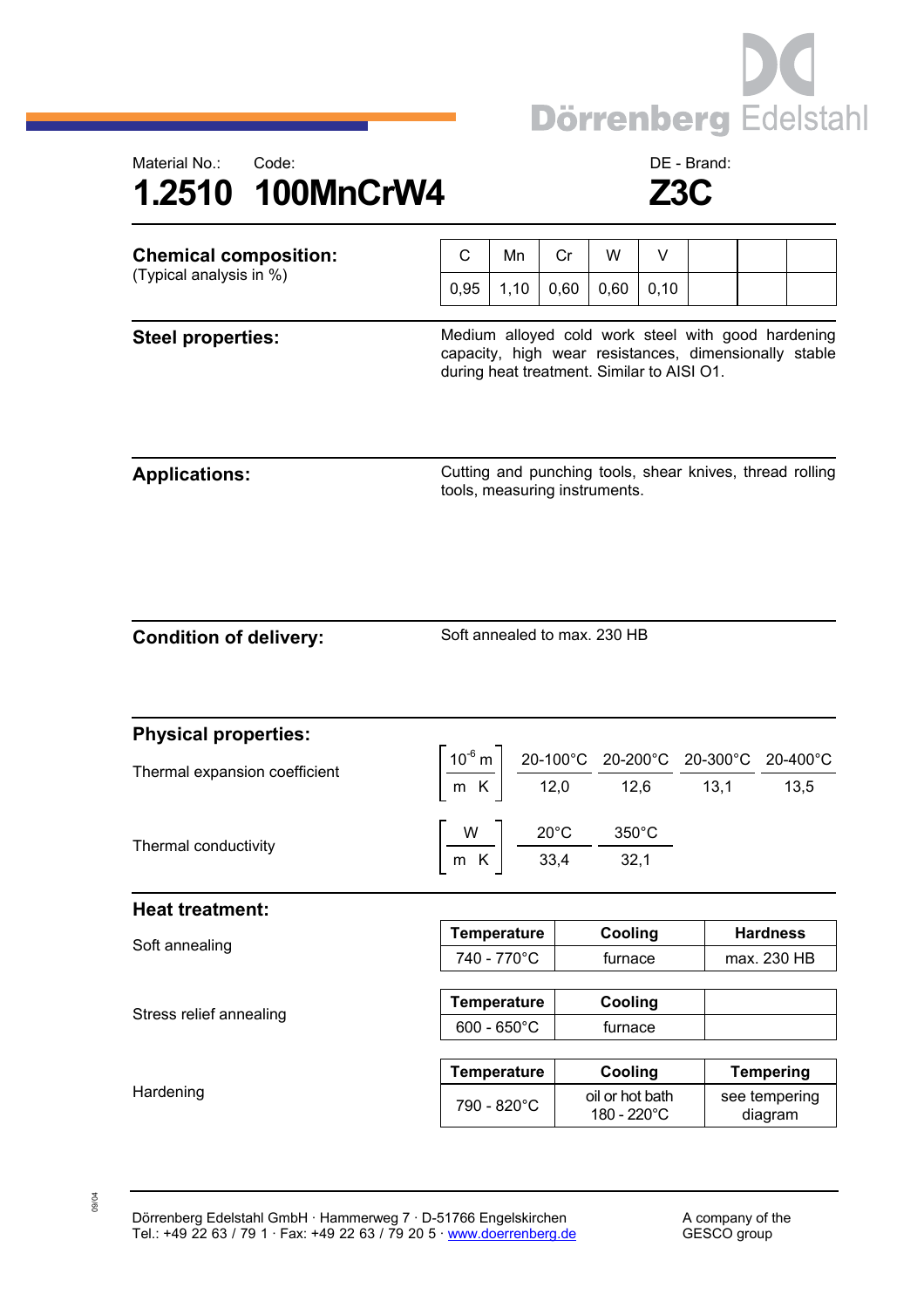Dörrenberg Edelstahl

Material No.: 1.2510

Code: 100MnCrW4

DE - Brand: Z3C

# 1.2510 100MnCrW4 — Z3C

## Chemical composition:

(Typical analysis in %)

| C | Mn | Cr | W | V | | | |
|---|---|---|---|---|---|---|---|
| 0,95 | 1,10 | 0,60 | 0,60 | 0,10 | | | |

## Steel properties:

Medium alloyed cold work steel with good hardening capacity, high wear resistances, dimensionally stable during heat treatment. Similar to AISI O1.

## Applications:

Cutting and punching tools, shear knives, thread rolling tools, measuring instruments.

## Condition of delivery:

Soft annealed to max. 230 HB

## Physical properties:

Thermal expansion coefficient

| $\left[\frac{10^{-6}\,m}{m\,K}\right]$ | 20-100°C | 20-200°C | 20-300°C | 20-400°C |
|---|---|---|---|---|
| | 12,0 | 12,6 | 13,1 | 13,5 |

Thermal conductivity

| $\left[\frac{W}{m\,K}\right]$ | 20°C | 350°C |
|---|---|---|
| | 33,4 | 32,1 |

## Heat treatment:

Soft annealing

| Temperature | Cooling | Hardness |
|---|---|---|
| 740 - 770°C | furnace | max. 230 HB |

Stress relief annealing

| Temperature | Cooling | |
|---|---|---|
| 600 - 650°C | furnace | |

Hardening

| Temperature | Cooling | Tempering |
|---|---|---|
| 790 - 820°C | oil or hot bath 180 - 220°C | see tempering diagram |

09/04

Dörrenberg Edelstahl GmbH · Hammerweg 7 · D-51766 Engelskirchen
Tel.: +49 22 63 / 79 1 · Fax: +49 22 63 / 79 20 5 · www.doerrenberg.de

A company of the GESCO group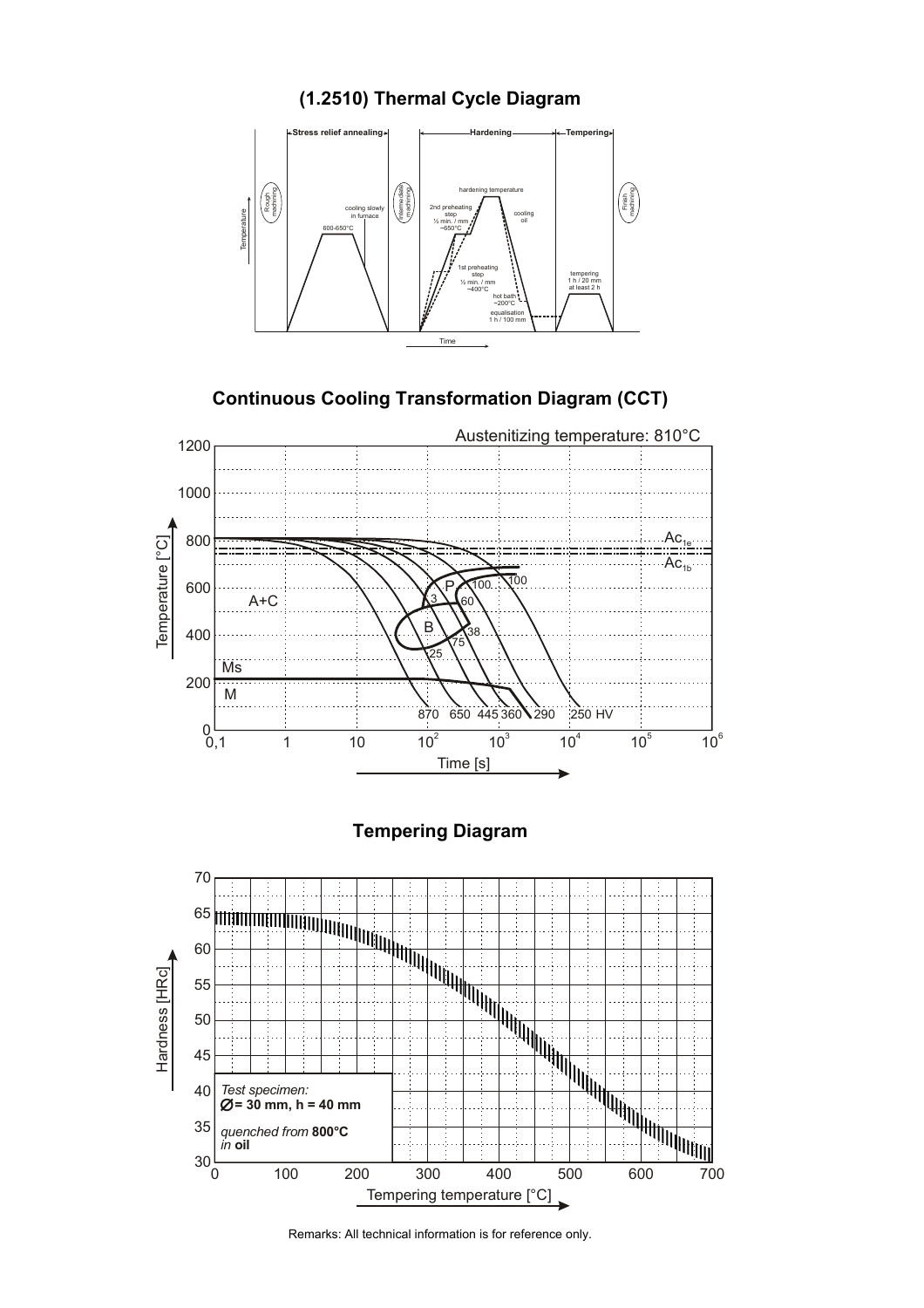## (1.2510) Thermal Cycle Diagram

Stress relief annealing
Hardening
Tempering

Rough machining
cooling slowly in furnace
600-650°C
Intermediate machining
hardening temperature
2nd preheating step ½ min. / mm ~650°C
cooling oil
1st preheating step ½ min. / mm ~400°C
hot bath ~200°C
equalisation 1 h / 100 mm
tempering 1 h / 20 mm at least 2 h
Finish machining
Temperature
Time

## Continuous Cooling Transformation Diagram (CCT)

Austenitizing temperature: 810°C

Temperature [°C]
1200
1000
800
600
400
200
0

$Ac_{1e}$
$Ac_{1b}$
A+C
P
B
Ms
M
3
100
100
60
38
75
25
870 650 445 360 290 250 HV

0,1 1 10 $10^2$ $10^3$ $10^4$ $10^5$ $10^6$
Time [s]

## Tempering Diagram

Hardness [HRc]
70
65
60
55
50
45
40
35
30

*Test specimen:*
**∅= 30 mm, h = 40 mm**

*quenched from* **800°C**
*in* **oil**

0 100 200 300 400 500 600 700
Tempering temperature [°C]

Remarks: All technical information is for reference only.